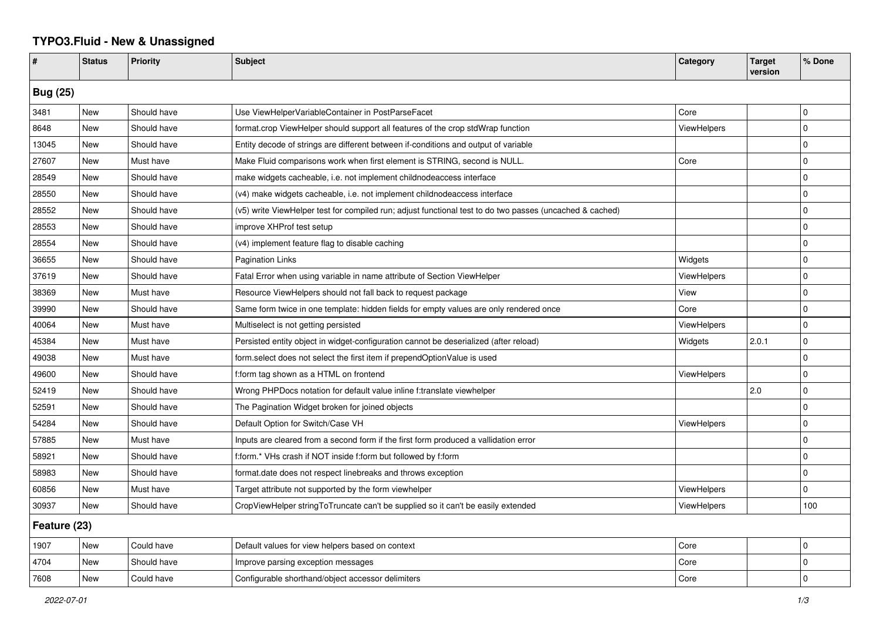# TYPO3.Fluid - New & Unassigned

| # | Status | Priority | Subject | Category | Target version | % Done |
|---|---|---|---|---|---|---|
| **Bug (25)** | | | | | | |
| 3481 | New | Should have | Use ViewHelperVariableContainer in PostParseFacet | Core | | 0 |
| 8648 | New | Should have | format.crop ViewHelper should support all features of the crop stdWrap function | ViewHelpers | | 0 |
| 13045 | New | Should have | Entity decode of strings are different between if-conditions and output of variable | | | 0 |
| 27607 | New | Must have | Make Fluid comparisons work when first element is STRING, second is NULL. | Core | | 0 |
| 28549 | New | Should have | make widgets cacheable, i.e. not implement childnodeaccess interface | | | 0 |
| 28550 | New | Should have | (v4) make widgets cacheable, i.e. not implement childnodeaccess interface | | | 0 |
| 28552 | New | Should have | (v5) write ViewHelper test for compiled run; adjust functional test to do two passes (uncached & cached) | | | 0 |
| 28553 | New | Should have | improve XHProf test setup | | | 0 |
| 28554 | New | Should have | (v4) implement feature flag to disable caching | | | 0 |
| 36655 | New | Should have | Pagination Links | Widgets | | 0 |
| 37619 | New | Should have | Fatal Error when using variable in name attribute of Section ViewHelper | ViewHelpers | | 0 |
| 38369 | New | Must have | Resource ViewHelpers should not fall back to request package | View | | 0 |
| 39990 | New | Should have | Same form twice in one template: hidden fields for empty values are only rendered once | Core | | 0 |
| 40064 | New | Must have | Multiselect is not getting persisted | ViewHelpers | | 0 |
| 45384 | New | Must have | Persisted entity object in widget-configuration cannot be deserialized (after reload) | Widgets | 2.0.1 | 0 |
| 49038 | New | Must have | form.select does not select the first item if prependOptionValue is used | | | 0 |
| 49600 | New | Should have | f:form tag shown as a HTML on frontend | ViewHelpers | | 0 |
| 52419 | New | Should have | Wrong PHPDocs notation for default value inline f:translate viewhelper | | 2.0 | 0 |
| 52591 | New | Should have | The Pagination Widget broken for joined objects | | | 0 |
| 54284 | New | Should have | Default Option for Switch/Case VH | ViewHelpers | | 0 |
| 57885 | New | Must have | Inputs are cleared from a second form if the first form produced a vallidation error | | | 0 |
| 58921 | New | Should have | f:form.* VHs crash if NOT inside f:form but followed by f:form | | | 0 |
| 58983 | New | Should have | format.date does not respect linebreaks and throws exception | | | 0 |
| 60856 | New | Must have | Target attribute not supported by the form viewhelper | ViewHelpers | | 0 |
| 30937 | New | Should have | CropViewHelper stringToTruncate can't be supplied so it can't be easily extended | ViewHelpers | | 100 |
| **Feature (23)** | | | | | | |
| 1907 | New | Could have | Default values for view helpers based on context | Core | | 0 |
| 4704 | New | Should have | Improve parsing exception messages | Core | | 0 |
| 7608 | New | Could have | Configurable shorthand/object accessor delimiters | Core | | 0 |

*2022-07-01*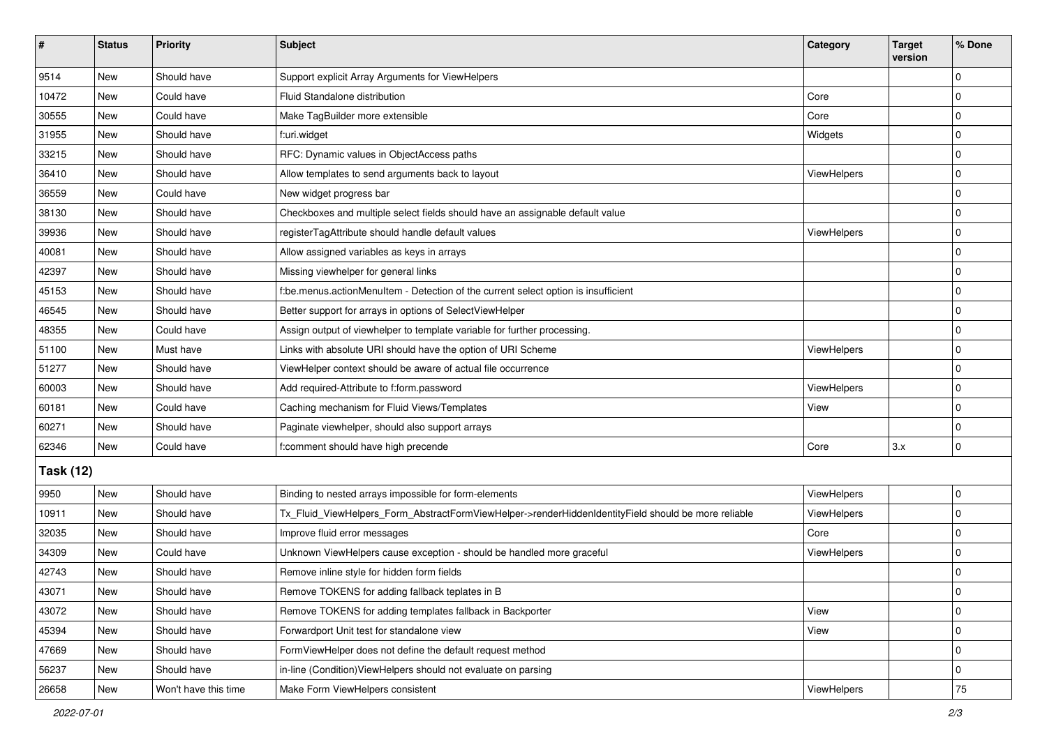| # | Status | Priority | Subject | Category | Target version | % Done |
|---|---|---|---|---|---|---|
| 9514 | New | Should have | Support explicit Array Arguments for ViewHelpers | | | 0 |
| 10472 | New | Could have | Fluid Standalone distribution | Core | | 0 |
| 30555 | New | Could have | Make TagBuilder more extensible | Core | | 0 |
| 31955 | New | Should have | f:uri.widget | Widgets | | 0 |
| 33215 | New | Should have | RFC: Dynamic values in ObjectAccess paths | | | 0 |
| 36410 | New | Should have | Allow templates to send arguments back to layout | ViewHelpers | | 0 |
| 36559 | New | Could have | New widget progress bar | | | 0 |
| 38130 | New | Should have | Checkboxes and multiple select fields should have an assignable default value | | | 0 |
| 39936 | New | Should have | registerTagAttribute should handle default values | ViewHelpers | | 0 |
| 40081 | New | Should have | Allow assigned variables as keys in arrays | | | 0 |
| 42397 | New | Should have | Missing viewhelper for general links | | | 0 |
| 45153 | New | Should have | f:be.menus.actionMenuItem - Detection of the current select option is insufficient | | | 0 |
| 46545 | New | Should have | Better support for arrays in options of SelectViewHelper | | | 0 |
| 48355 | New | Could have | Assign output of viewhelper to template variable for further processing. | | | 0 |
| 51100 | New | Must have | Links with absolute URI should have the option of URI Scheme | ViewHelpers | | 0 |
| 51277 | New | Should have | ViewHelper context should be aware of actual file occurrence | | | 0 |
| 60003 | New | Should have | Add required-Attribute to f:form.password | ViewHelpers | | 0 |
| 60181 | New | Could have | Caching mechanism for Fluid Views/Templates | View | | 0 |
| 60271 | New | Should have | Paginate viewhelper, should also support arrays | | | 0 |
| 62346 | New | Could have | f:comment should have high precende | Core | 3.x | 0 |
| **Task (12)** | | | | | | |
| 9950 | New | Should have | Binding to nested arrays impossible for form-elements | ViewHelpers | | 0 |
| 10911 | New | Should have | Tx_Fluid_ViewHelpers_Form_AbstractFormViewHelper->renderHiddenIdentityField should be more reliable | ViewHelpers | | 0 |
| 32035 | New | Should have | Improve fluid error messages | Core | | 0 |
| 34309 | New | Could have | Unknown ViewHelpers cause exception - should be handled more graceful | ViewHelpers | | 0 |
| 42743 | New | Should have | Remove inline style for hidden form fields | | | 0 |
| 43071 | New | Should have | Remove TOKENS for adding fallback teplates in B | | | 0 |
| 43072 | New | Should have | Remove TOKENS for adding templates fallback in Backporter | View | | 0 |
| 45394 | New | Should have | Forwardport Unit test for standalone view | View | | 0 |
| 47669 | New | Should have | FormViewHelper does not define the default request method | | | 0 |
| 56237 | New | Should have | in-line (Condition)ViewHelpers should not evaluate on parsing | | | 0 |
| 26658 | New | Won't have this time | Make Form ViewHelpers consistent | ViewHelpers | | 75 |

2022-07-01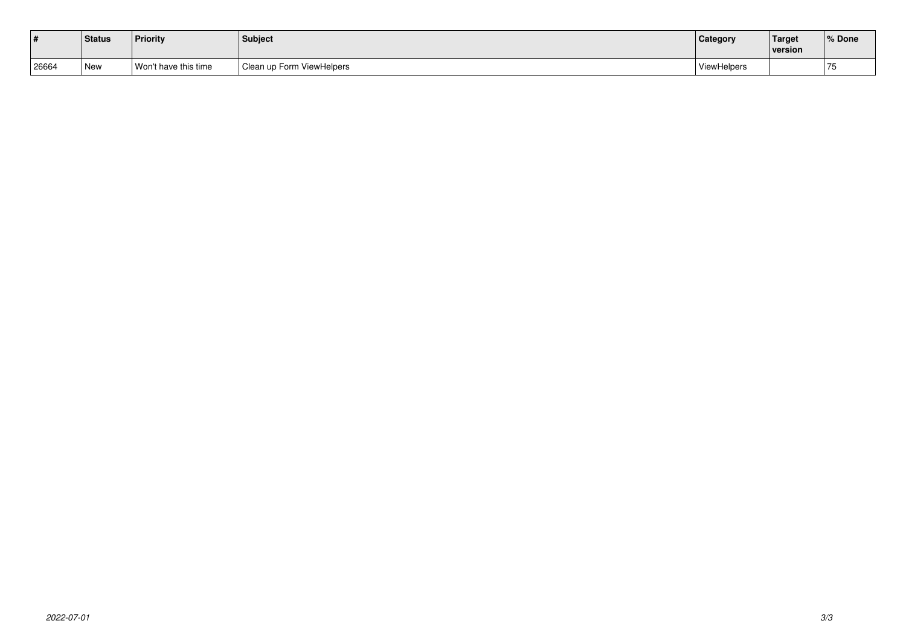| # | Status | Priority | Subject | Category | Target version | % Done |
|---|---|---|---|---|---|---|
| 26664 | New | Won't have this time | Clean up Form ViewHelpers | ViewHelpers | | 75 |